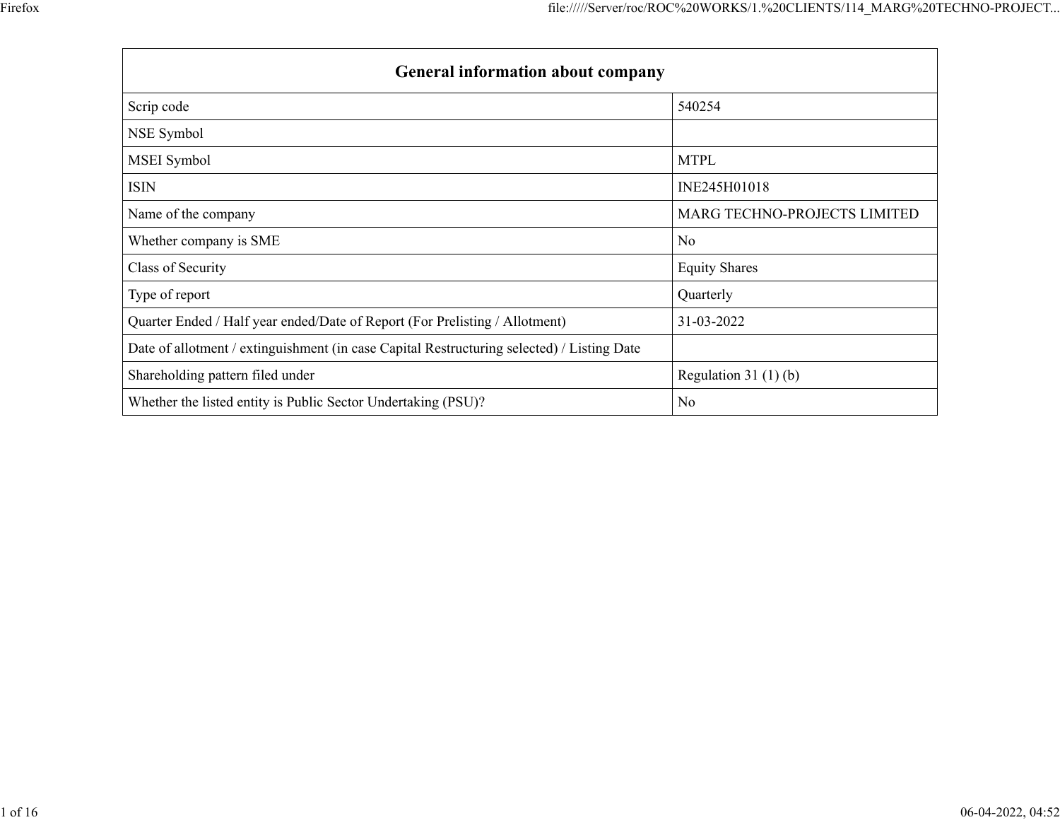| General information about company | |
|---|---|
| Scrip code | 540254 |
| NSE Symbol | |
| MSEI Symbol | MTPL |
| ISIN | INE245H01018 |
| Name of the company | MARG TECHNO-PROJECTS LIMITED |
| Whether company is SME | No |
| Class of Security | Equity Shares |
| Type of report | Quarterly |
| Quarter Ended / Half year ended/Date of Report (For Prelisting / Allotment) | 31-03-2022 |
| Date of allotment / extinguishment (in case Capital Restructuring selected) / Listing Date | |
| Shareholding pattern filed under | Regulation 31 (1) (b) |
| Whether the listed entity is Public Sector Undertaking (PSU)? | No |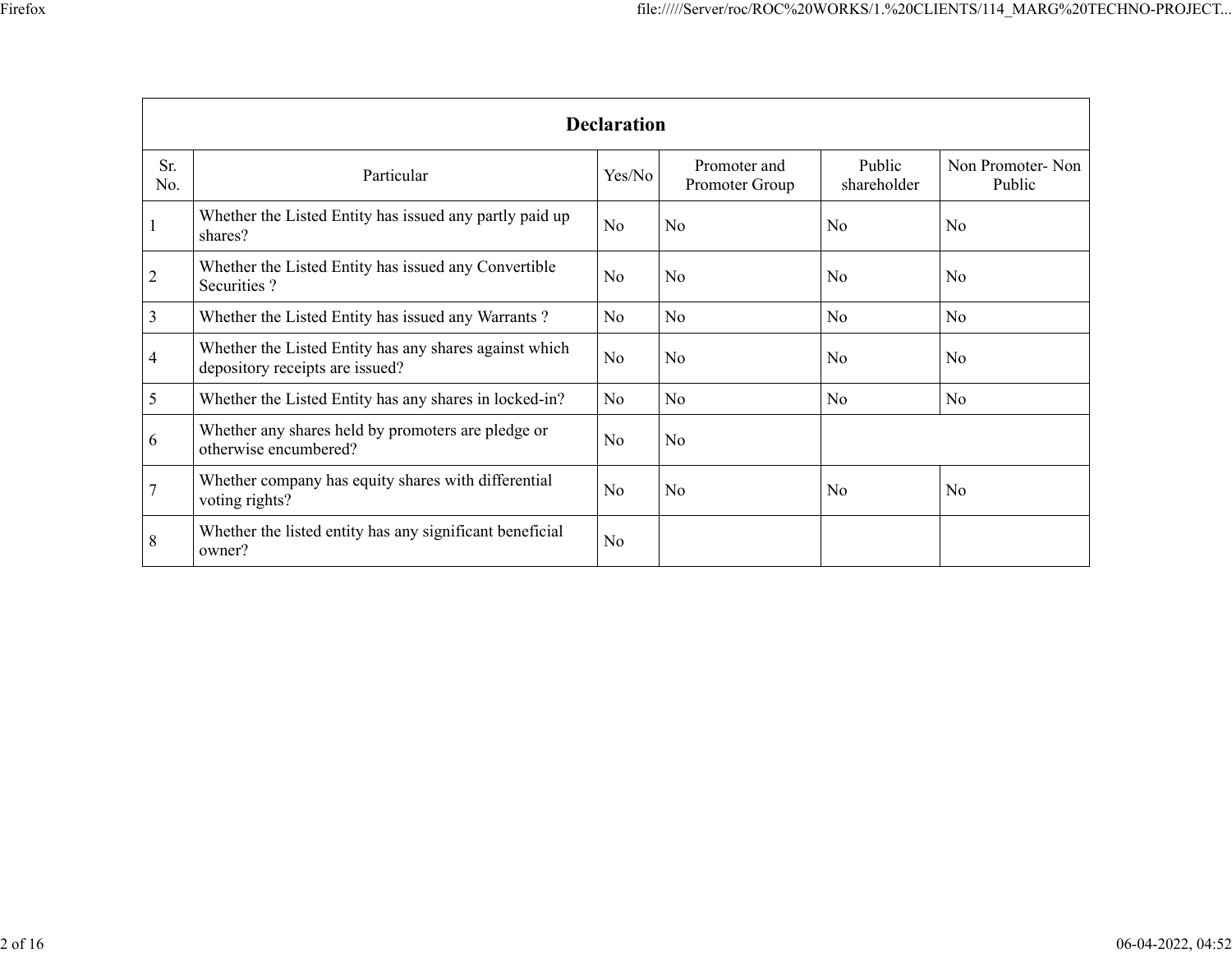| Declaration | | | | | |
|---|---|---|---|---|---|
| Sr. No. | Particular | Yes/No | Promoter and Promoter Group | Public shareholder | Non Promoter- Non Public |
| 1 | Whether the Listed Entity has issued any partly paid up shares? | No | No | No | No |
| 2 | Whether the Listed Entity has issued any Convertible Securities ? | No | No | No | No |
| 3 | Whether the Listed Entity has issued any Warrants ? | No | No | No | No |
| 4 | Whether the Listed Entity has any shares against which depository receipts are issued? | No | No | No | No |
| 5 | Whether the Listed Entity has any shares in locked-in? | No | No | No | No |
| 6 | Whether any shares held by promoters are pledge or otherwise encumbered? | No | No | | |
| 7 | Whether company has equity shares with differential voting rights? | No | No | No | No |
| 8 | Whether the listed entity has any significant beneficial owner? | No | | | |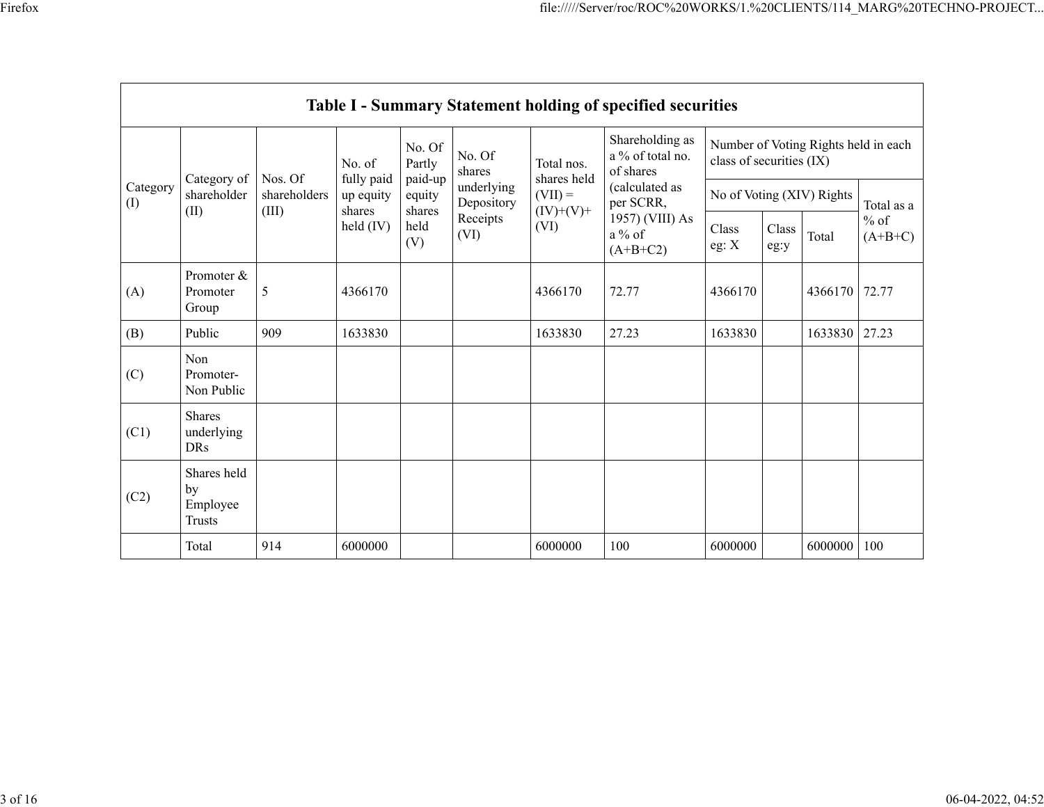## Table I - Summary Statement holding of specified securities

| Category (I) | Category of shareholder (II) | Nos. Of shareholders (III) | No. of fully paid up equity shares held (IV) | No. Of Partly paid-up equity shares held (V) | No. Of shares underlying Depository Receipts (VI) | Total nos. shares held (VII) = (IV)+(V)+ (VI) | Shareholding as a % of total no. of shares (calculated as per SCRR, 1957) (VIII) As a % of (A+B+C2) | Number of Voting Rights held in each class of securities (IX) | | | |
|---|---|---|---|---|---|---|---|---|---|---|---|
| | | | | | | | | No of Voting (XIV) Rights | | | Total as a % of (A+B+C) |
| | | | | | | | | Class eg: X | Class eg:y | Total | |
| (A) | Promoter & Promoter Group | 5 | 4366170 | | | 4366170 | 72.77 | 4366170 | | 4366170 | 72.77 |
| (B) | Public | 909 | 1633830 | | | 1633830 | 27.23 | 1633830 | | 1633830 | 27.23 |
| (C) | Non Promoter- Non Public | | | | | | | | | | |
| (C1) | Shares underlying DRs | | | | | | | | | | |
| (C2) | Shares held by Employee Trusts | | | | | | | | | | |
| | Total | 914 | 6000000 | | | 6000000 | 100 | 6000000 | | 6000000 | 100 |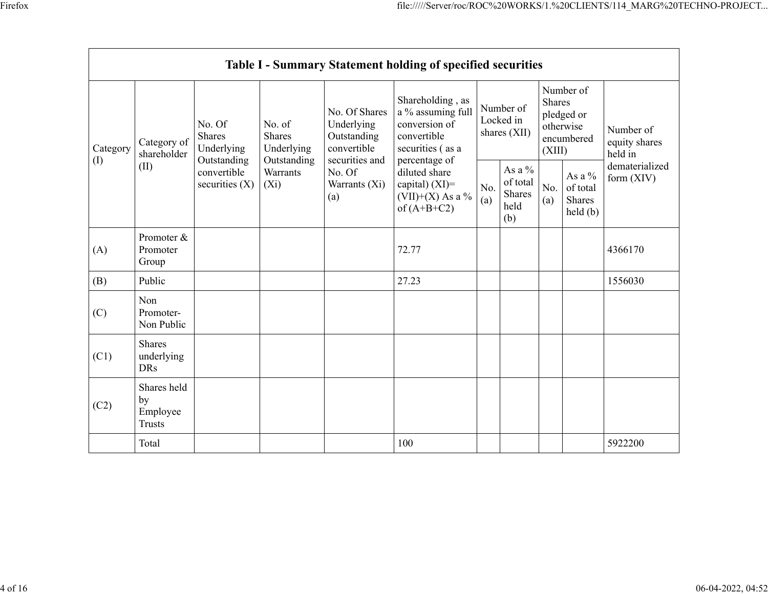| Table I - Summary Statement holding of specified securities | | | | | | | | | | |
|---|---|---|---|---|---|---|---|---|---|---|
| Category (I) | Category of shareholder (II) | No. Of Shares Underlying Outstanding convertible securities (X) | No. of Shares Underlying Outstanding Warrants (Xi) | No. Of Shares Underlying Outstanding convertible securities and No. Of Warrants (Xi) (a) | Shareholding , as a % assuming full conversion of convertible securities ( as a percentage of diluted share capital) (XI)= (VII)+(X) As a % of (A+B+C2) | Number of Locked in shares (XII) | | Number of Shares pledged or otherwise encumbered (XIII) | | Number of equity shares held in dematerialized form (XIV) |
| | | | | | | No. (a) | As a % of total Shares held (b) | No. (a) | As a % of total Shares held (b) | |
| (A) | Promoter & Promoter Group | | | | 72.77 | | | | | 4366170 |
| (B) | Public | | | | 27.23 | | | | | 1556030 |
| (C) | Non Promoter- Non Public | | | | | | | | | |
| (C1) | Shares underlying DRs | | | | | | | | | |
| (C2) | Shares held by Employee Trusts | | | | | | | | | |
| | Total | | | | 100 | | | | | 5922200 |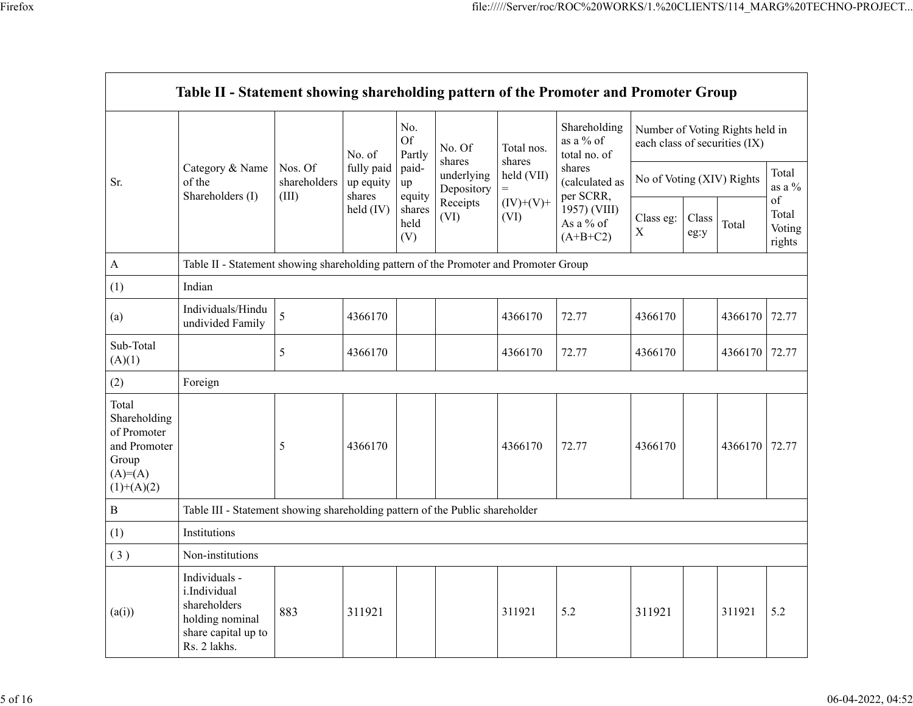| Table II - Statement showing shareholding pattern of the Promoter and Promoter Group | | | | | | | | | | | | |
|---|---|---|---|---|---|---|---|---|---|---|---|---|
| Sr. | Category & Name of the Shareholders (I) | Nos. Of shareholders (III) | No. of fully paid up equity shares held (IV) | No. Of Partly paid-up equity shares held (V) | No. Of shares underlying Depository Receipts (VI) | Total nos. shares held (VII) = (IV)+(V)+ (VI) | Shareholding as a % of total no. of shares (calculated as per SCRR, 1957) (VIII) As a % of (A+B+C2) | Number of Voting Rights held in each class of securities (IX) | | | |
| | | | | | | | | No of Voting (XIV) Rights | | | Total as a % of Total Voting rights |
| | | | | | | | | Class eg: X | Class eg:y | Total | |
| A | Table II - Statement showing shareholding pattern of the Promoter and Promoter Group | | | | | | | | | | |
| (1) | Indian | | | | | | | | | | |
| (a) | Individuals/Hindu undivided Family | 5 | 4366170 | | | 4366170 | 72.77 | 4366170 | | 4366170 | 72.77 |
| Sub-Total (A)(1) | | 5 | 4366170 | | | 4366170 | 72.77 | 4366170 | | 4366170 | 72.77 |
| (2) | Foreign | | | | | | | | | | |
| Total Shareholding of Promoter and Promoter Group (A)=(A)(1)+(A)(2) | | 5 | 4366170 | | | 4366170 | 72.77 | 4366170 | | 4366170 | 72.77 |
| B | Table III - Statement showing shareholding pattern of the Public shareholder | | | | | | | | | | |
| (1) | Institutions | | | | | | | | | | |
| ( 3 ) | Non-institutions | | | | | | | | | | |
| (a(i)) | Individuals - i.Individual shareholders holding nominal share capital up to Rs. 2 lakhs. | 883 | 311921 | | | 311921 | 5.2 | 311921 | | 311921 | 5.2 |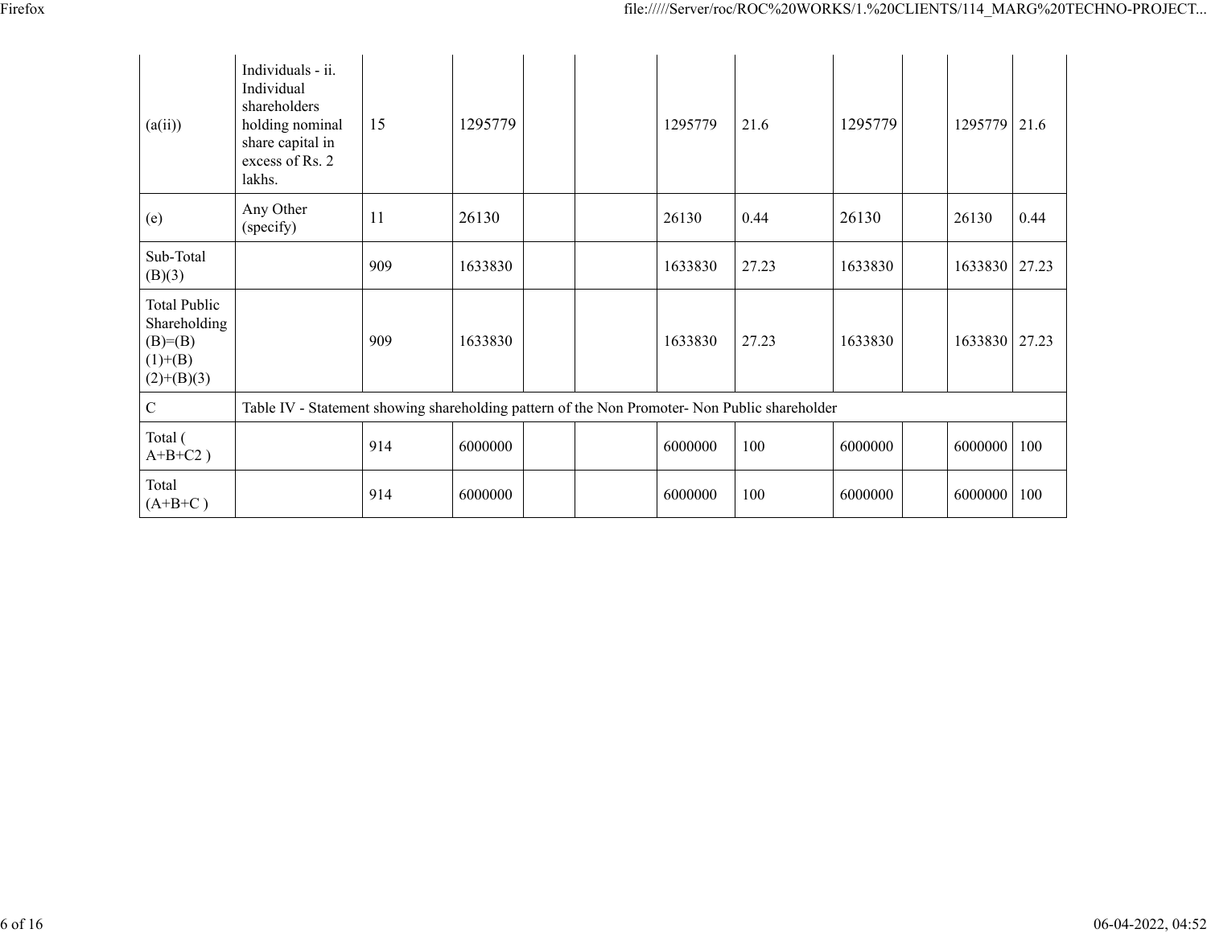| | | | | | | | | | | | |
|---|---|---|---|---|---|---|---|---|---|---|---|
| (a(ii)) | Individuals - ii. Individual shareholders holding nominal share capital in excess of Rs. 2 lakhs. | 15 | 1295779 | | | 1295779 | 21.6 | 1295779 | | 1295779 | 21.6 |
| (e) | Any Other (specify) | 11 | 26130 | | | 26130 | 0.44 | 26130 | | 26130 | 0.44 |
| Sub-Total (B)(3) | | 909 | 1633830 | | | 1633830 | 27.23 | 1633830 | | 1633830 | 27.23 |
| Total Public Shareholding (B)=(B)(1)+(B)(2)+(B)(3) | | 909 | 1633830 | | | 1633830 | 27.23 | 1633830 | | 1633830 | 27.23 |
| C | Table IV - Statement showing shareholding pattern of the Non Promoter- Non Public shareholder | | | | | | | | | | |
| Total ( A+B+C2 ) | | 914 | 6000000 | | | 6000000 | 100 | 6000000 | | 6000000 | 100 |
| Total (A+B+C ) | | 914 | 6000000 | | | 6000000 | 100 | 6000000 | | 6000000 | 100 |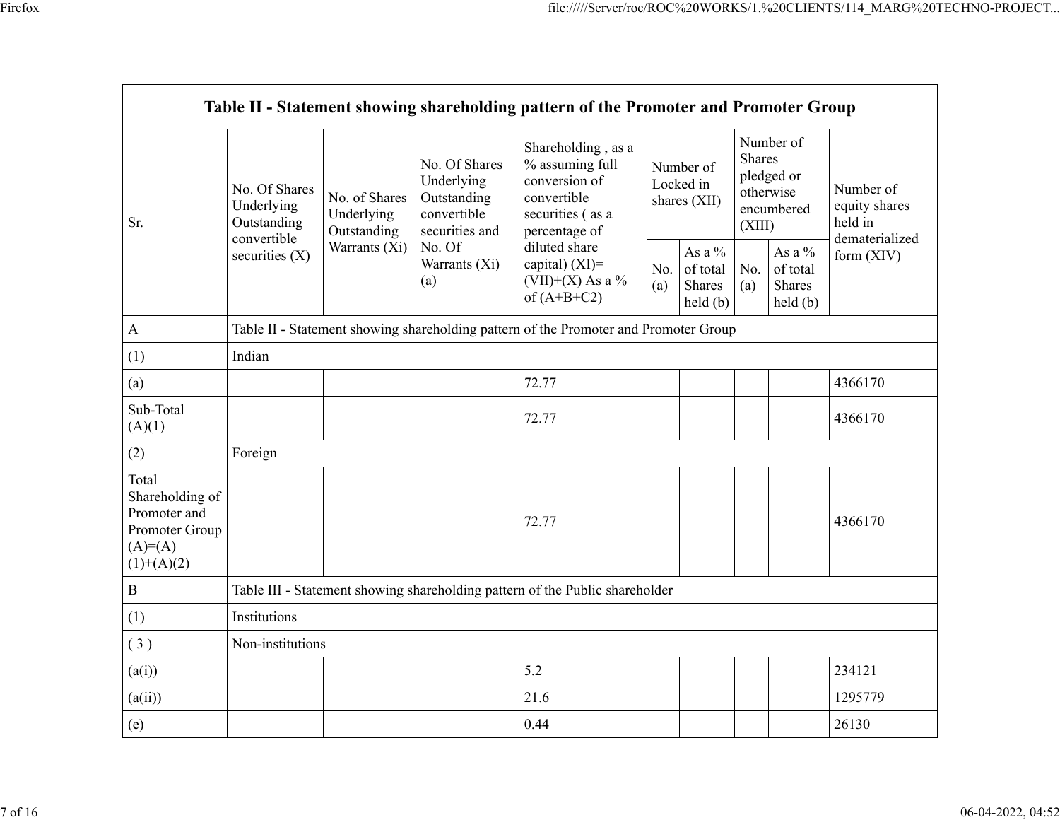| Table II - Statement showing shareholding pattern of the Promoter and Promoter Group | | | | | | | | | |
|---|---|---|---|---|---|---|---|---|---|
| Sr. | No. Of Shares Underlying Outstanding convertible securities (X) | No. of Shares Underlying Outstanding Warrants (Xi) | No. Of Shares Underlying Outstanding convertible securities and No. Of Warrants (Xi) (a) | Shareholding , as a % assuming full conversion of convertible securities ( as a percentage of diluted share capital) (XI)= (VII)+(X) As a % of (A+B+C2) | Number of Locked in shares (XII) | | Number of Shares pledged or otherwise encumbered (XIII) | | Number of equity shares held in dematerialized form (XIV) |
| | | | | | No. (a) | As a % of total Shares held (b) | No. (a) | As a % of total Shares held (b) | |
| A | Table II - Statement showing shareholding pattern of the Promoter and Promoter Group | | | | | | | | |
| (1) | Indian | | | | | | | | |
| (a) | | | | 72.77 | | | | | 4366170 |
| Sub-Total (A)(1) | | | | 72.77 | | | | | 4366170 |
| (2) | Foreign | | | | | | | | |
| Total Shareholding of Promoter and Promoter Group (A)=(A)(1)+(A)(2) | | | | 72.77 | | | | | 4366170 |
| B | Table III - Statement showing shareholding pattern of the Public shareholder | | | | | | | | |
| (1) | Institutions | | | | | | | | |
| ( 3 ) | Non-institutions | | | | | | | | |
| (a(i)) | | | | 5.2 | | | | | 234121 |
| (a(ii)) | | | | 21.6 | | | | | 1295779 |
| (e) | | | | 0.44 | | | | | 26130 |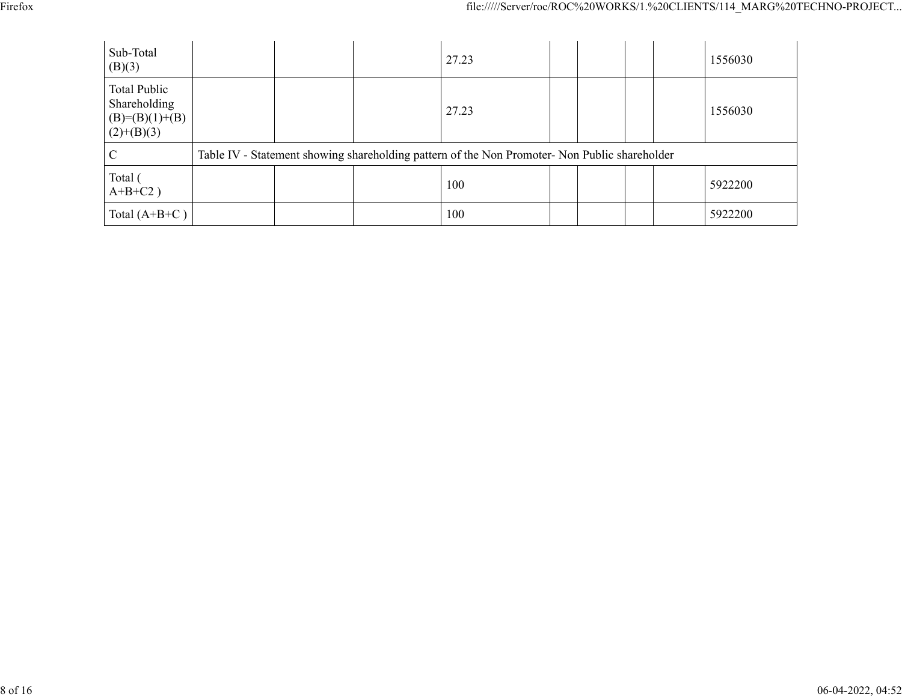| | | | | | | | | | |
|---|---|---|---|---|---|---|---|---|---|
| Sub-Total (B)(3) | | | | 27.23 | | | | | 1556030 |
| Total Public Shareholding (B)=(B)(1)+(B)(2)+(B)(3) | | | | 27.23 | | | | | 1556030 |
| C | Table IV - Statement showing shareholding pattern of the Non Promoter- Non Public shareholder | | | | | | | | |
| Total ( A+B+C2 ) | | | | 100 | | | | | 5922200 |
| Total (A+B+C ) | | | | 100 | | | | | 5922200 |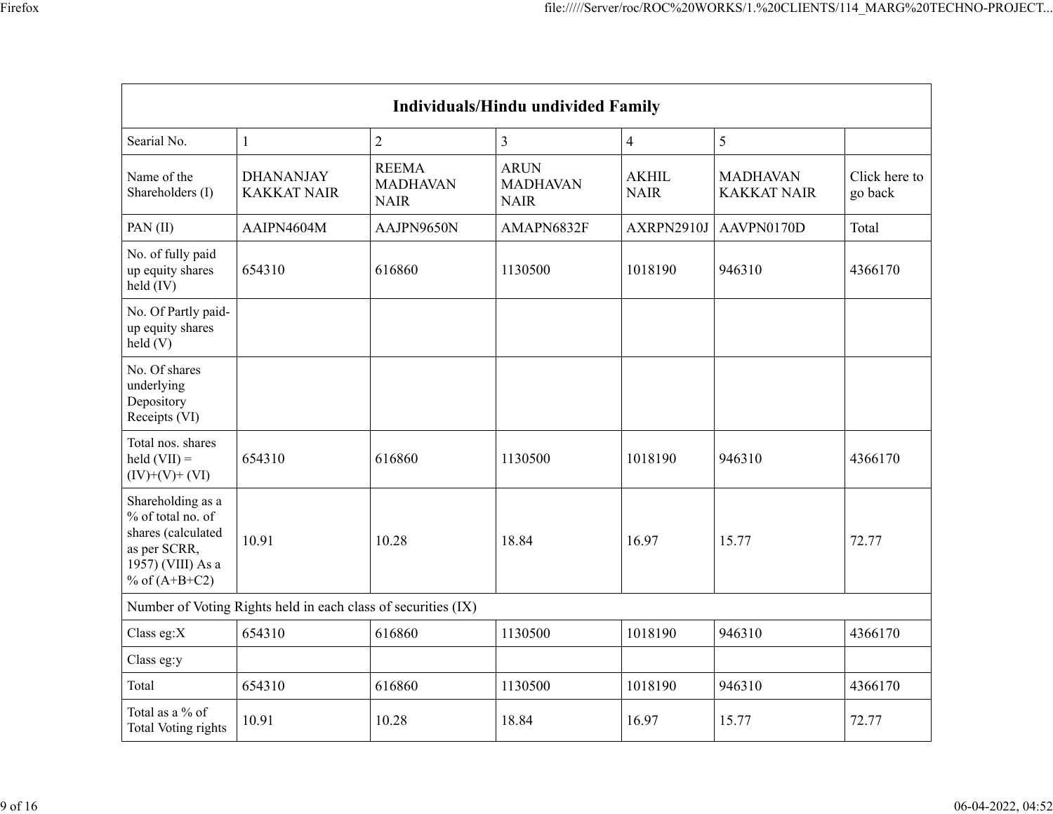| Individuals/Hindu undivided Family | | | | | | |
|---|---|---|---|---|---|---|
| Searial No. | 1 | 2 | 3 | 4 | 5 | |
| Name of the Shareholders (I) | DHANANJAY KAKKAT NAIR | REEMA MADHAVAN NAIR | ARUN MADHAVAN NAIR | AKHIL NAIR | MADHAVAN KAKKAT NAIR | Click here to go back |
| PAN (II) | AAIPN4604M | AAJPN9650N | AMAPN6832F | AXRPN2910J | AAVPN0170D | Total |
| No. of fully paid up equity shares held (IV) | 654310 | 616860 | 1130500 | 1018190 | 946310 | 4366170 |
| No. Of Partly paid-up equity shares held (V) | | | | | | |
| No. Of shares underlying Depository Receipts (VI) | | | | | | |
| Total nos. shares held (VII) = (IV)+(V)+ (VI) | 654310 | 616860 | 1130500 | 1018190 | 946310 | 4366170 |
| Shareholding as a % of total no. of shares (calculated as per SCRR, 1957) (VIII) As a % of (A+B+C2) | 10.91 | 10.28 | 18.84 | 16.97 | 15.77 | 72.77 |
| Number of Voting Rights held in each class of securities (IX) | | | | | | |
| Class eg:X | 654310 | 616860 | 1130500 | 1018190 | 946310 | 4366170 |
| Class eg:y | | | | | | |
| Total | 654310 | 616860 | 1130500 | 1018190 | 946310 | 4366170 |
| Total as a % of Total Voting rights | 10.91 | 10.28 | 18.84 | 16.97 | 15.77 | 72.77 |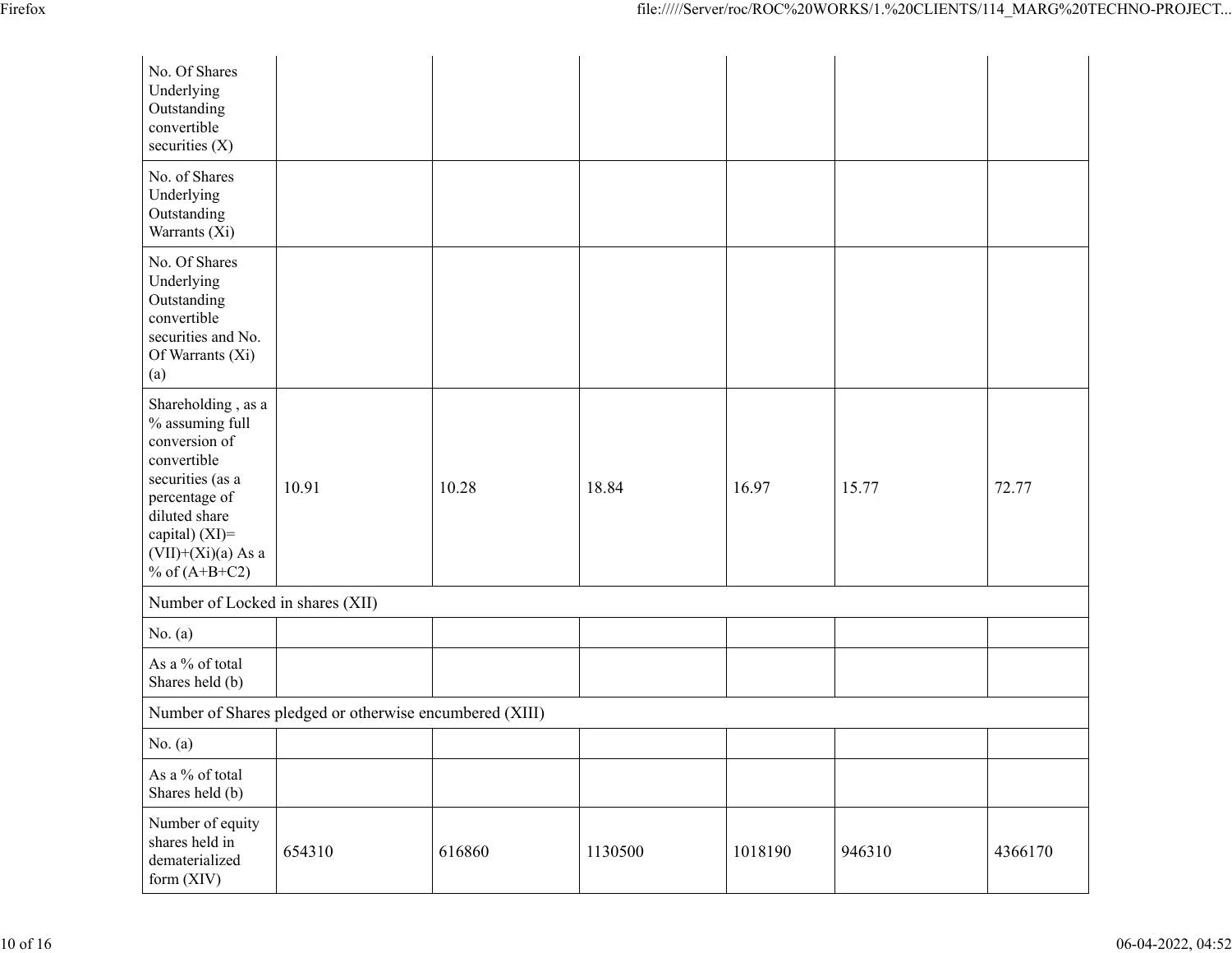| | | | | | | |
|---|---|---|---|---|---|---|
| No. Of Shares Underlying Outstanding convertible securities (X) | | | | | | |
| No. of Shares Underlying Outstanding Warrants (Xi) | | | | | | |
| No. Of Shares Underlying Outstanding convertible securities and No. Of Warrants (Xi) (a) | | | | | | |
| Shareholding , as a % assuming full conversion of convertible securities (as a percentage of diluted share capital) (XI)= (VII)+(Xi)(a) As a % of (A+B+C2) | 10.91 | 10.28 | 18.84 | 16.97 | 15.77 | 72.77 |
| Number of Locked in shares (XII) | | | | | | |
| No. (a) | | | | | | |
| As a % of total Shares held (b) | | | | | | |
| Number of Shares pledged or otherwise encumbered (XIII) | | | | | | |
| No. (a) | | | | | | |
| As a % of total Shares held (b) | | | | | | |
| Number of equity shares held in dematerialized form (XIV) | 654310 | 616860 | 1130500 | 1018190 | 946310 | 4366170 |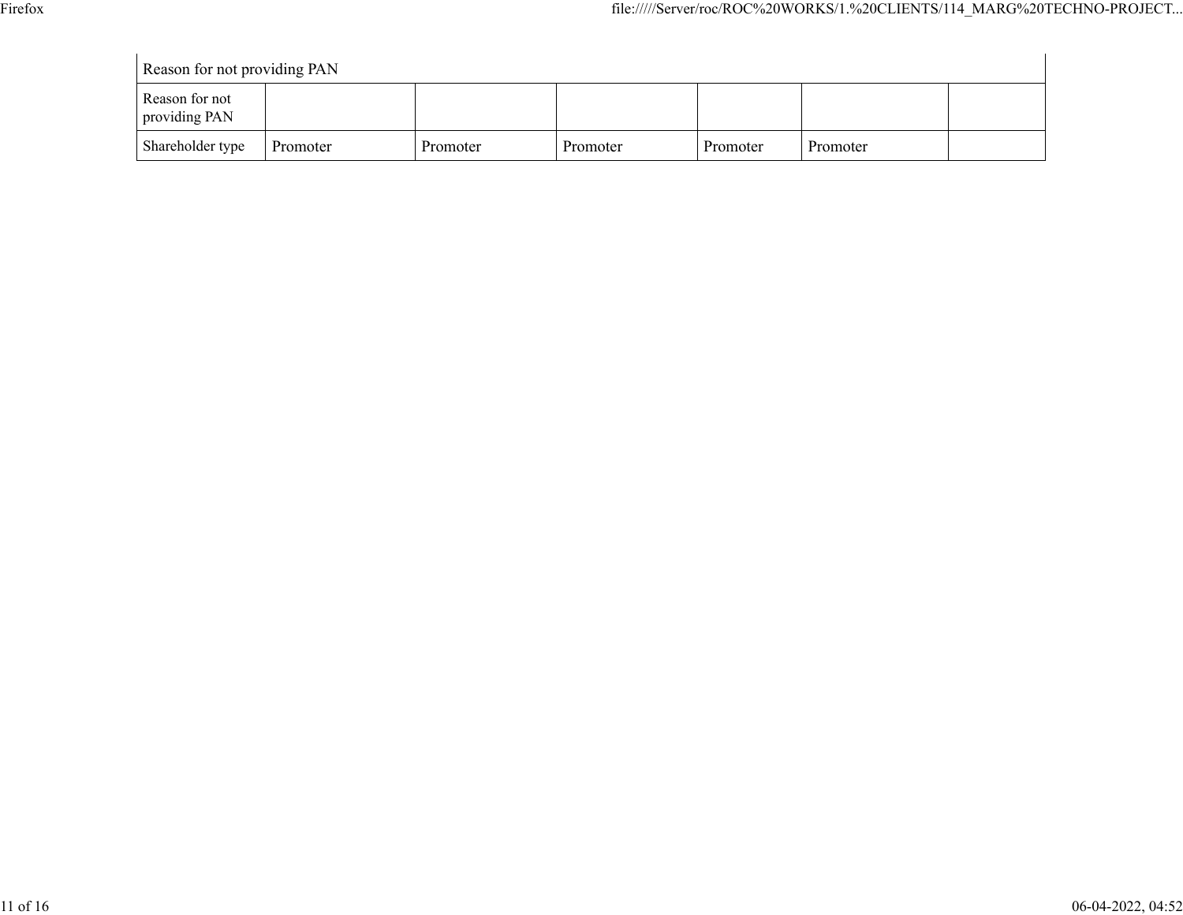| Reason for not providing PAN | | | | | | |
|---|---|---|---|---|---|---|
| Reason for not providing PAN | | | | | | |
| Shareholder type | Promoter | Promoter | Promoter | Promoter | Promoter | |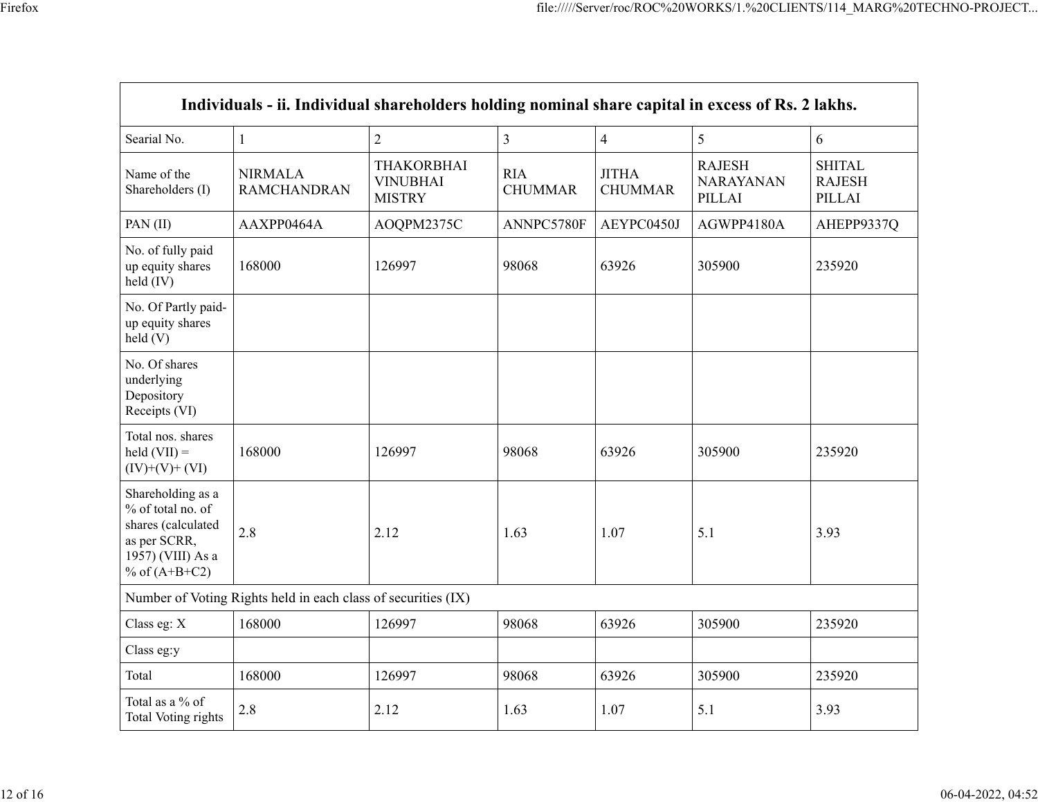| Individuals - ii. Individual shareholders holding nominal share capital in excess of Rs. 2 lakhs. | | | | | | |
|---|---|---|---|---|---|---|
| Searial No. | 1 | 2 | 3 | 4 | 5 | 6 |
| Name of the Shareholders (I) | NIRMALA RAMCHANDRAN | THAKORBHAI VINUBHAI MISTRY | RIA CHUMMAR | JITHA CHUMMAR | RAJESH NARAYANAN PILLAI | SHITAL RAJESH PILLAI |
| PAN (II) | AAXPP0464A | AOQPM2375C | ANNPC5780F | AEYPC0450J | AGWPP4180A | AHEPP9337Q |
| No. of fully paid up equity shares held (IV) | 168000 | 126997 | 98068 | 63926 | 305900 | 235920 |
| No. Of Partly paid-up equity shares held (V) | | | | | | |
| No. Of shares underlying Depository Receipts (VI) | | | | | | |
| Total nos. shares held (VII) = (IV)+(V)+ (VI) | 168000 | 126997 | 98068 | 63926 | 305900 | 235920 |
| Shareholding as a % of total no. of shares (calculated as per SCRR, 1957) (VIII) As a % of (A+B+C2) | 2.8 | 2.12 | 1.63 | 1.07 | 5.1 | 3.93 |
| Number of Voting Rights held in each class of securities (IX) | | | | | | |
| Class eg: X | 168000 | 126997 | 98068 | 63926 | 305900 | 235920 |
| Class eg:y | | | | | | |
| Total | 168000 | 126997 | 98068 | 63926 | 305900 | 235920 |
| Total as a % of Total Voting rights | 2.8 | 2.12 | 1.63 | 1.07 | 5.1 | 3.93 |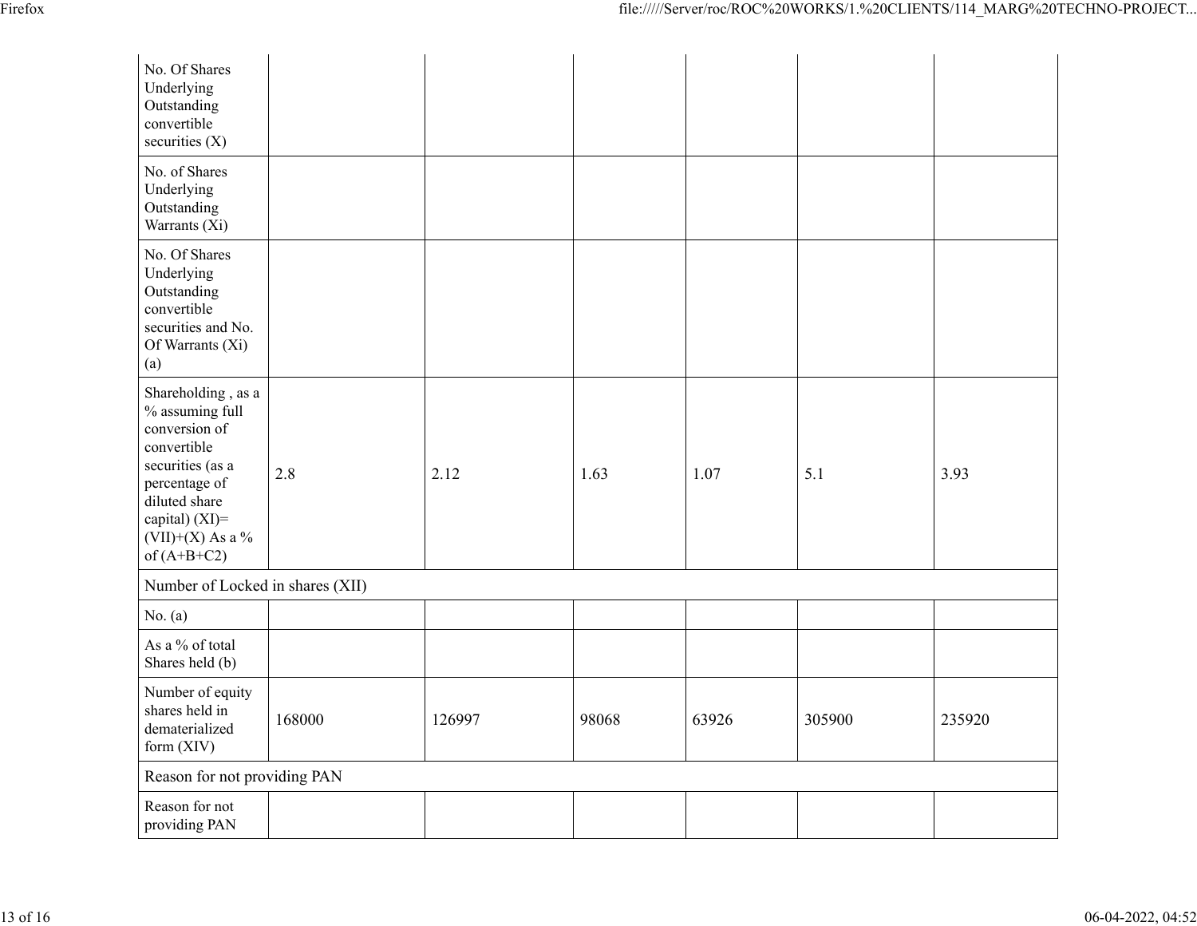| | | | | | | |
|---|---|---|---|---|---|---|
| No. Of Shares Underlying Outstanding convertible securities (X) | | | | | | |
| No. of Shares Underlying Outstanding Warrants (Xi) | | | | | | |
| No. Of Shares Underlying Outstanding convertible securities and No. Of Warrants (Xi) (a) | | | | | | |
| Shareholding , as a % assuming full conversion of convertible securities (as a percentage of diluted share capital) (XI)= (VII)+(X) As a % of (A+B+C2) | 2.8 | 2.12 | 1.63 | 1.07 | 5.1 | 3.93 |
| Number of Locked in shares (XII) | | | | | | |
| No. (a) | | | | | | |
| As a % of total Shares held (b) | | | | | | |
| Number of equity shares held in dematerialized form (XIV) | 168000 | 126997 | 98068 | 63926 | 305900 | 235920 |
| Reason for not providing PAN | | | | | | |
| Reason for not providing PAN | | | | | | |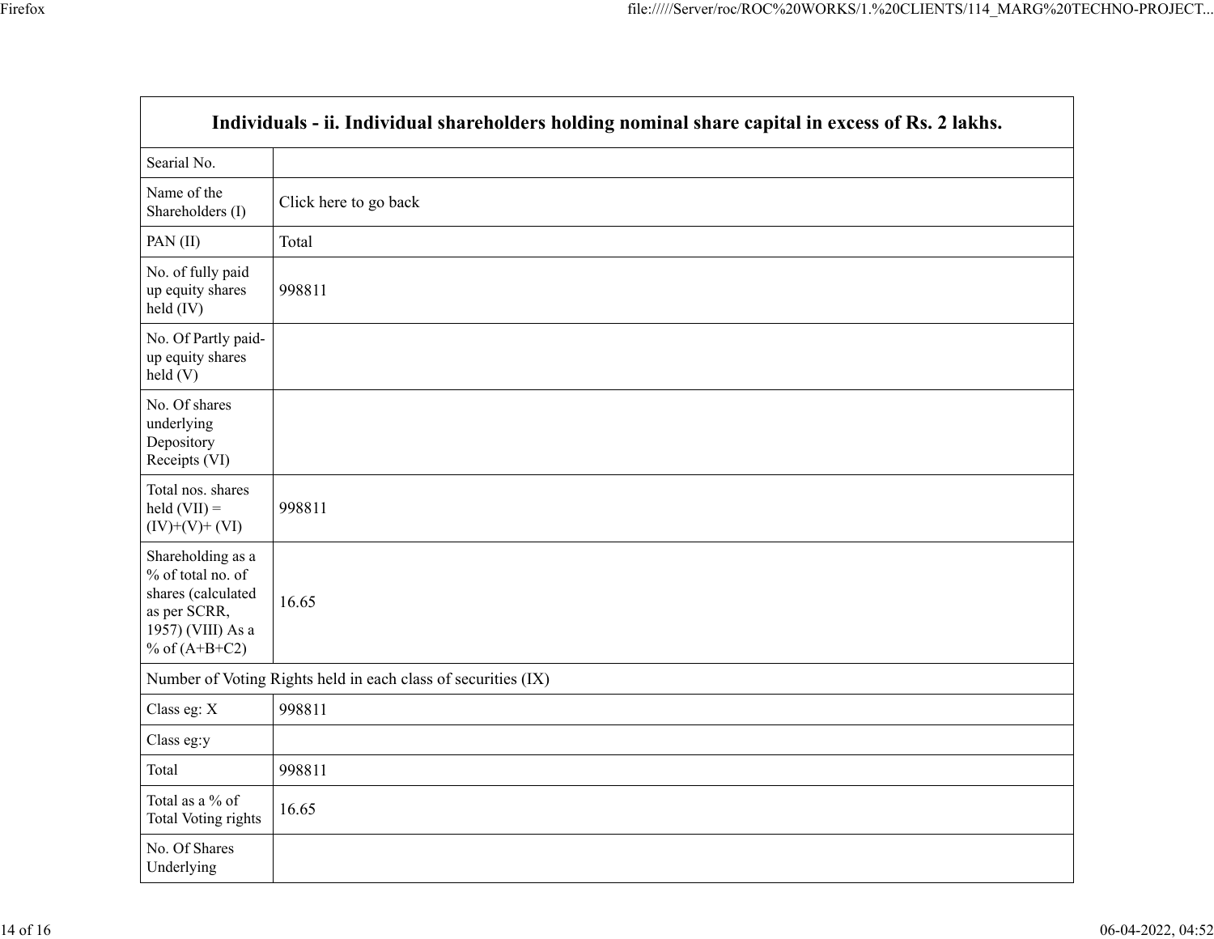| Individuals - ii. Individual shareholders holding nominal share capital in excess of Rs. 2 lakhs. | |
|---|---|
| Searial No. | |
| Name of the Shareholders (I) | Click here to go back |
| PAN (II) | Total |
| No. of fully paid up equity shares held (IV) | 998811 |
| No. Of Partly paid-up equity shares held (V) | |
| No. Of shares underlying Depository Receipts (VI) | |
| Total nos. shares held (VII) = (IV)+(V)+ (VI) | 998811 |
| Shareholding as a % of total no. of shares (calculated as per SCRR, 1957) (VIII) As a % of (A+B+C2) | 16.65 |
| Number of Voting Rights held in each class of securities (IX) | |
| Class eg: X | 998811 |
| Class eg:y | |
| Total | 998811 |
| Total as a % of Total Voting rights | 16.65 |
| No. Of Shares Underlying | |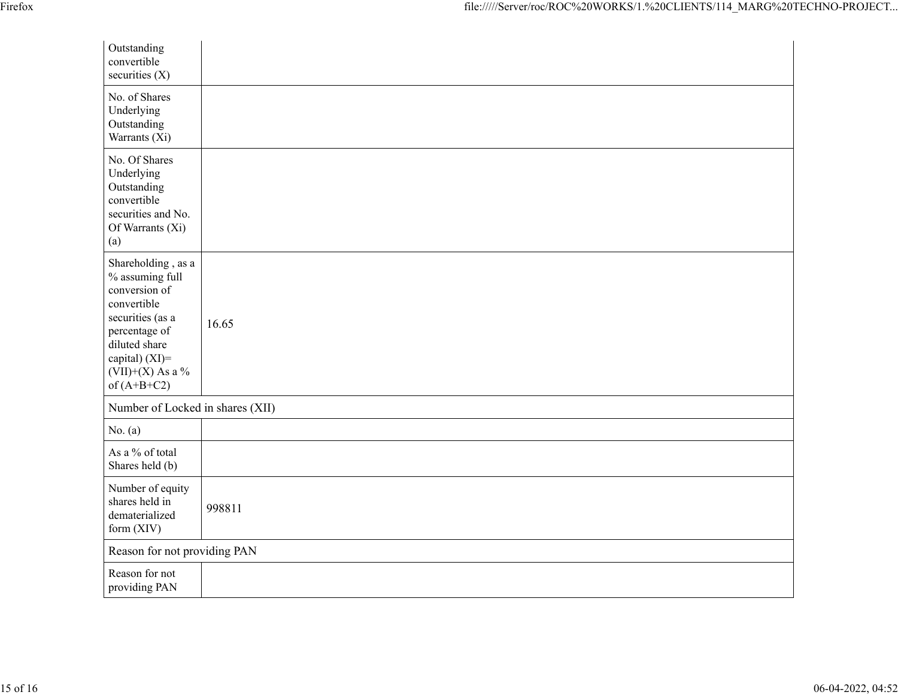| | |
|---|---|
| Outstanding convertible securities (X) | |
| No. of Shares Underlying Outstanding Warrants (Xi) | |
| No. Of Shares Underlying Outstanding convertible securities and No. Of Warrants (Xi) (a) | |
| Shareholding , as a % assuming full conversion of convertible securities (as a percentage of diluted share capital) (XI)= (VII)+(X) As a % of (A+B+C2) | 16.65 |
| Number of Locked in shares (XII) | |
| No. (a) | |
| As a % of total Shares held (b) | |
| Number of equity shares held in dematerialized form (XIV) | 998811 |
| Reason for not providing PAN | |
| Reason for not providing PAN | |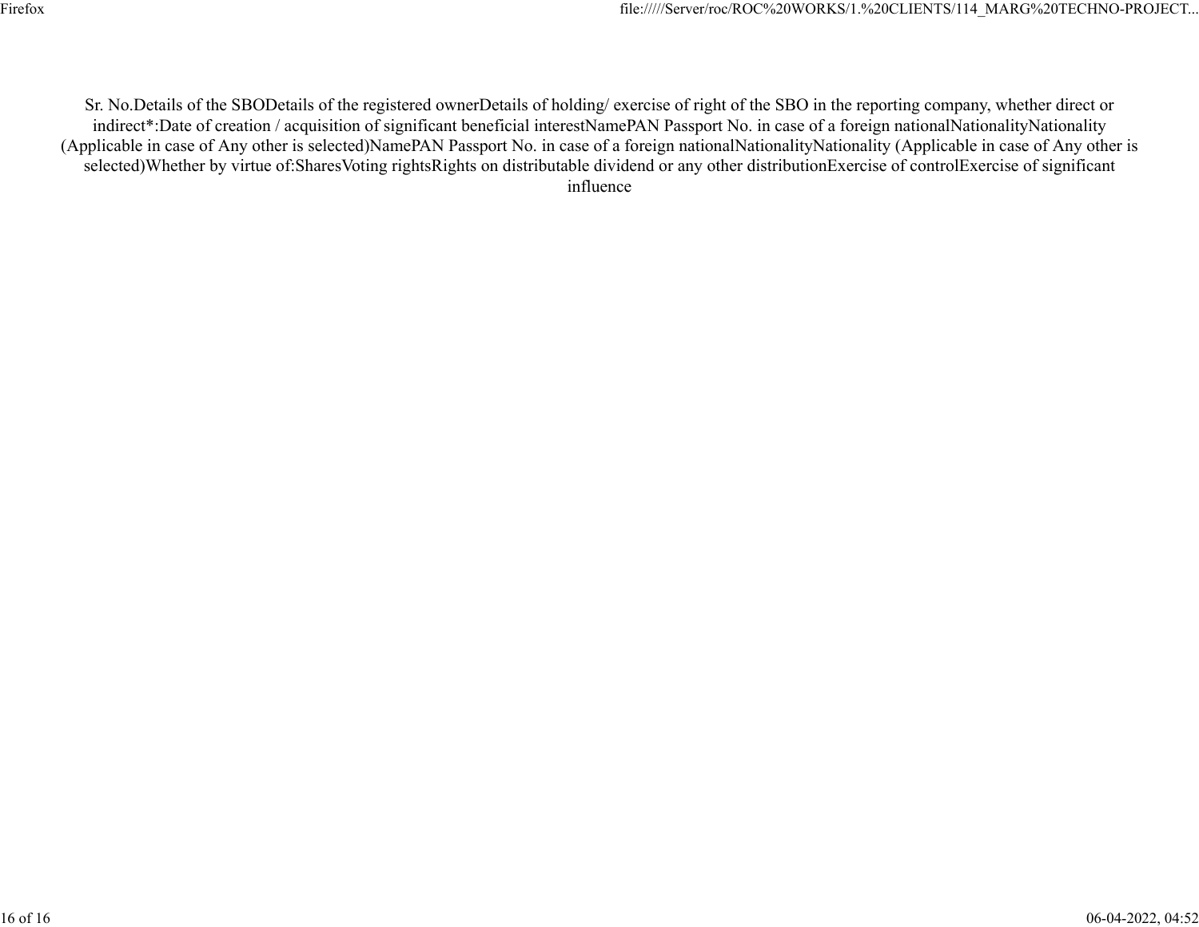Sr. No.Details of the SBODetails of the registered ownerDetails of holding/ exercise of right of the SBO in the reporting company, whether direct or indirect*:Date of creation / acquisition of significant beneficial interestNamePAN Passport No. in case of a foreign nationalNationalityNationality (Applicable in case of Any other is selected)NamePAN Passport No. in case of a foreign nationalNationalityNationality (Applicable in case of Any other is selected)Whether by virtue of:SharesVoting rightsRights on distributable dividend or any other distributionExercise of controlExercise of significant influence